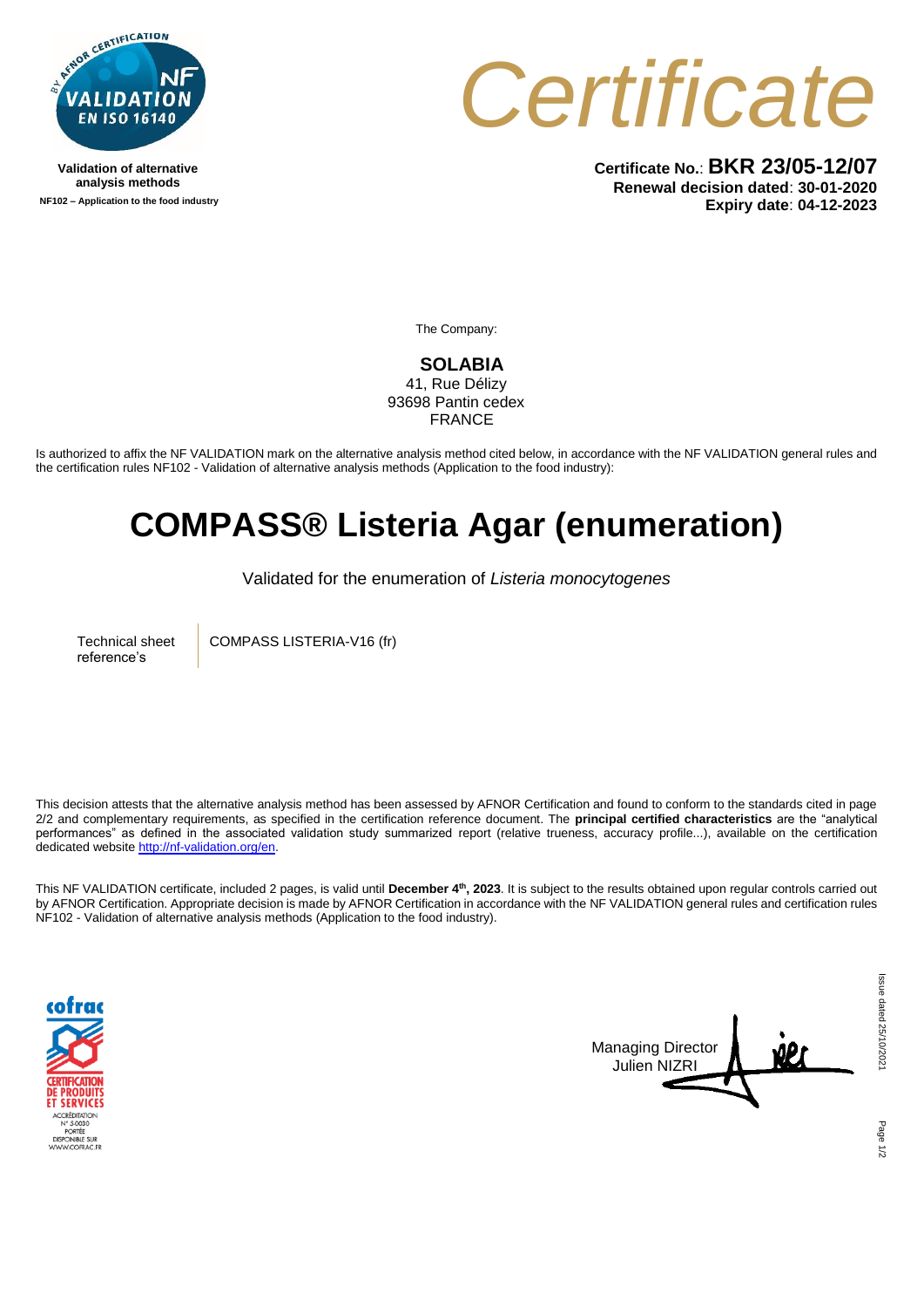Validation of alternative analysis methods

NF102 – Application to the food industry

# Certificate

**Certificate No.**: **BKR 23/05-12/07**
**Renewal decision dated**: **30-01-2020**
**Expiry date**: **04-12-2023**

The Company:

**SOLABIA**
41, Rue Délizy
93698 Pantin cedex
FRANCE

Is authorized to affix the NF VALIDATION mark on the alternative analysis method cited below, in accordance with the NF VALIDATION general rules and the certification rules NF102 - Validation of alternative analysis methods (Application to the food industry):

# COMPASS® Listeria Agar (enumeration)

Validated for the enumeration of *Listeria monocytogenes*

| Technical sheet reference's | COMPASS LISTERIA-V16 (fr) |
|---|---|

This decision attests that the alternative analysis method has been assessed by AFNOR Certification and found to conform to the standards cited in page 2/2 and complementary requirements, as specified in the certification reference document. The **principal certified characteristics** are the "analytical performances" as defined in the associated validation study summarized report (relative trueness, accuracy profile...), available on the certification dedicated website http://nf-validation.org/en.

This NF VALIDATION certificate, included 2 pages, is valid until **December 4th, 2023**. It is subject to the results obtained upon regular controls carried out by AFNOR Certification. Appropriate decision is made by AFNOR Certification in accordance with the NF VALIDATION general rules and certification rules NF102 - Validation of alternative analysis methods (Application to the food industry).

Managing Director
Julien NIZRI

Issue dated 25/10/2021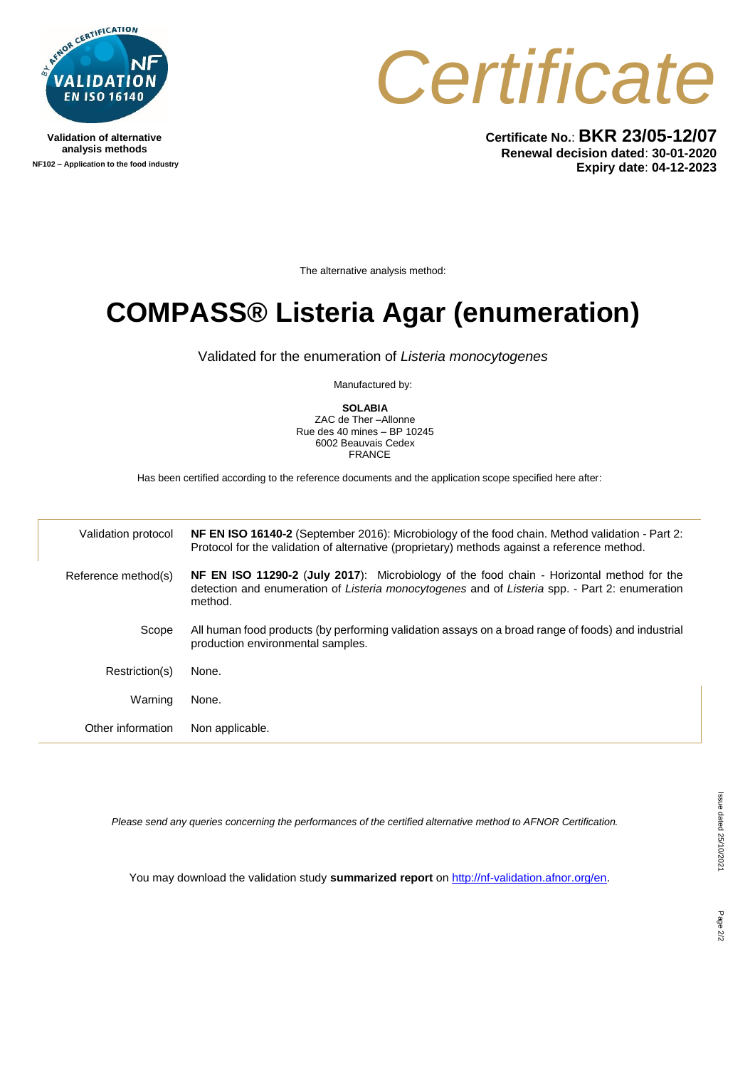Validation of alternative analysis methods
NF102 – Application to the food industry

# Certificate

**Certificate No.**: **BKR 23/05-12/07**
**Renewal decision dated**: **30-01-2020**
**Expiry date**: **04-12-2023**

The alternative analysis method:

# COMPASS® Listeria Agar (enumeration)

Validated for the enumeration of *Listeria monocytogenes*

Manufactured by:

**SOLABIA**
ZAC de Ther –Allonne
Rue des 40 mines – BP 10245
6002 Beauvais Cedex
FRANCE

Has been certified according to the reference documents and the application scope specified here after:

| | |
|---|---|
| Validation protocol | **NF EN ISO 16140-2** (September 2016): Microbiology of the food chain. Method validation - Part 2: Protocol for the validation of alternative (proprietary) methods against a reference method. |
| Reference method(s) | **NF EN ISO 11290-2** (**July 2017**): Microbiology of the food chain - Horizontal method for the detection and enumeration of *Listeria monocytogenes* and of *Listeria* spp. - Part 2: enumeration method. |
| Scope | All human food products (by performing validation assays on a broad range of foods) and industrial production environmental samples. |
| Restriction(s) | None. |
| Warning | None. |
| Other information | Non applicable. |

*Please send any queries concerning the performances of the certified alternative method to AFNOR Certification.*

You may download the validation study **summarized report** on http://nf-validation.afnor.org/en.

Issue dated 25/10/2021